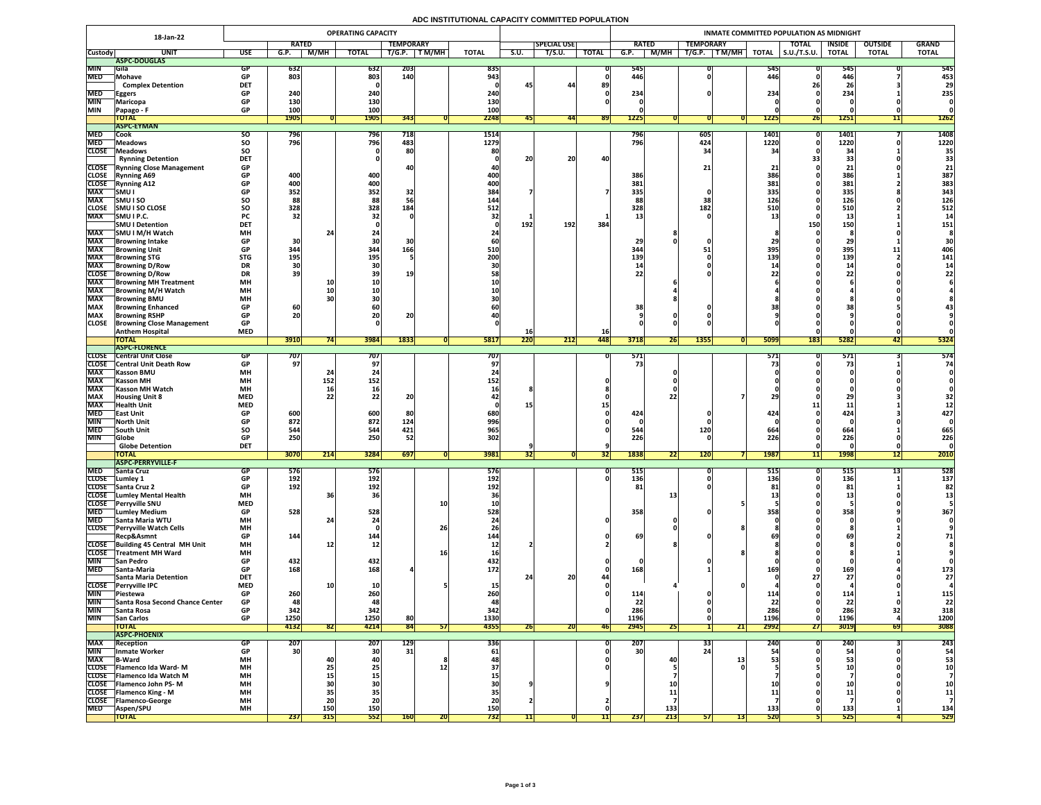# ADC INSTITUTIONAL CAPACITY COMMITTED POPULATION

| 18-Jan-22 | | | OPERATING CAPACITY | | | | | | | | | INMATE COMMITTED POPULATION AS MIDNIGHT | | | | | | | | |
|---|---|---|---|---|---|---|---|---|---|---|---|---|---|---|---|---|---|---|---|---|
| | | | RATED | | | TEMPORARY | | | SPECIAL USE | | | RATED | | TEMPORARY | | | TOTAL | INSIDE | OUTSIDE | GRAND |
| Custody | UNIT | USE | G.P. | M/MH | TOTAL | T/G.P. | T M/MH | TOTAL | S.U. | T/S.U. | TOTAL | G.P. | M/MH | T/G.P. | T M/MH | TOTAL | S.U./T.S.U. | TOTAL | TOTAL | TOTAL |
| | **ASPC-DOUGLAS** | | | | | | | | | | | | | | | | | | | |
| MIN | Gila | GP | 632 | | 632 | 203 | | 835 | | | 0 | 545 | | 0 | | 545 | 0 | 545 | 0 | 545 |
| MED | Mohave | GP | 803 | | 803 | 140 | | 943 | | | 0 | 446 | | 0 | | 446 | 0 | 446 | 7 | 453 |
| | Complex Detention | DET | | | 0 | | | 0 | 45 | 44 | 89 | | | | | | 26 | 26 | 3 | 29 |
| MED | Eggers | GP | 240 | | 240 | | | 240 | | | 0 | 234 | | 0 | | 234 | 0 | 234 | 1 | 235 |
| MIN | Maricopa | GP | 130 | | 130 | | | 130 | | | 0 | | | | | 0 | 0 | 0 | 0 | 0 |
| MIN | Papago - F | GP | 100 | | 100 | | | 100 | | | | 0 | | | | 0 | 0 | 0 | 0 | 0 |
| | **TOTAL** | | 1905 | 0 | 1905 | 343 | 0 | 2248 | 45 | 44 | 89 | 1225 | 0 | 0 | 0 | 1225 | 26 | 1251 | 11 | 1262 |
| | **ASPC-EYMAN** | | | | | | | | | | | | | | | | | | | |
| MED | Cook | SO | 796 | | 796 | 718 | | 1514 | | | | 796 | | 605 | | 1401 | 0 | 1401 | 7 | 1408 |
| MED | Meadows | SO | 796 | | 796 | 483 | | 1279 | | | | 796 | | 424 | | 1220 | 0 | 1220 | 0 | 1220 |
| CLOSE | Meadows | SO | | | 0 | 80 | | 80 | | | | | | 34 | | 34 | 0 | 34 | 1 | 35 |
| | Rynning Detention | DET | | | 0 | | | 0 | 20 | 20 | 40 | | | | | | 33 | 33 | 0 | 33 |
| CLOSE | Rynning Close Management | GP | | | | 40 | | 40 | | | | | | 21 | | 21 | 0 | 21 | 0 | 21 |
| CLOSE | Rynning A69 | GP | 400 | | 400 | | | 400 | | | | 386 | | | | 386 | 0 | 386 | 1 | 387 |
| CLOSE | Rynning A12 | GP | 400 | | 400 | | | 400 | | | | 381 | | | | 381 | 0 | 381 | 2 | 383 |
| MAX | SMU I | GP | 352 | | 352 | 32 | | 384 | 7 | | 7 | 335 | | 0 | | 335 | 0 | 335 | 8 | 343 |
| MAX | SMU I SO | SO | 88 | | 88 | 56 | | 144 | | | | 88 | | 38 | | 126 | 0 | 126 | 0 | 126 |
| CLOSE | SMU I SO CLOSE | SO | 328 | | 328 | 184 | | 512 | | | | 328 | | 182 | | 510 | 0 | 510 | 2 | 512 |
| MAX | SMU I P.C. | PC | 32 | | 32 | 0 | | 32 | 1 | | 1 | 13 | | 0 | | 13 | 0 | 13 | 1 | 14 |
| | SMU I Detention | DET | | | 0 | | | 0 | 192 | 192 | 384 | | | | | | 150 | 150 | 1 | 151 |
| MAX | SMU I M/H Watch | MH | | 24 | 24 | | | 24 | | | | | 8 | | | 8 | 0 | 8 | 0 | 8 |
| MAX | Browning Intake | GP | 30 | | 30 | 30 | | 60 | | | | 29 | 0 | 0 | | 29 | 0 | 29 | 1 | 30 |
| MAX | Browning Unit | GP | 344 | | 344 | 166 | | 510 | | | | 344 | | 51 | | 395 | 0 | 395 | 11 | 406 |
| MAX | Browning STG | STG | 195 | | 195 | 5 | | 200 | | | | 139 | | 0 | | 139 | 0 | 139 | 2 | 141 |
| MAX | Browning D/Row | DR | 30 | | 30 | | | 30 | | | | 14 | | 0 | | 14 | 0 | 14 | 0 | 14 |
| CLOSE | Browning D/Row | DR | 39 | | 39 | 19 | | 58 | | | | 22 | | 0 | | 22 | 0 | 22 | 0 | 22 |
| MAX | Browning MH Treatment | MH | | 10 | 10 | | | 10 | | | | | 6 | | | 6 | 0 | 6 | 0 | 6 |
| MAX | Browning M/H Watch | MH | | 10 | 10 | | | 10 | | | | | 4 | | | 4 | 0 | 4 | 0 | 4 |
| MAX | Browning BMU | MH | | 30 | 30 | | | 30 | | | | | 8 | | | 8 | 0 | 8 | 0 | 8 |
| MAX | Browning Enhanced | GP | 60 | | 60 | | | 60 | | | | 38 | | 0 | | 38 | 0 | 38 | 5 | 43 |
| MAX | Browning RSHP | GP | 20 | | 20 | 20 | | 40 | | | | 9 | 0 | 0 | | 9 | 0 | 9 | 0 | 9 |
| CLOSE | Browning Close Management | GP | | | 0 | | | 0 | | | | 0 | 0 | 0 | | 0 | 0 | 0 | 0 | 0 |
| | Anthem Hospital | MED | | | | | | | 16 | | 16 | | | | | | 0 | 0 | 0 | 0 |
| | **TOTAL** | | 3910 | 74 | 3984 | 1833 | 0 | 5817 | 220 | 212 | 448 | 3718 | 26 | 1355 | 0 | 5099 | 183 | 5282 | 42 | 5324 |
| | **ASPC-FLORENCE** | | | | | | | | | | | | | | | | | | | |
| CLOSE | Central Unit Close | GP | 707 | | 707 | | | 707 | | | 0 | 571 | | | | 571 | 0 | 571 | 3 | 574 |
| CLOSE | Central Unit Death Row | GP | 97 | | 97 | | | 97 | | | | 73 | | | | 73 | 0 | 73 | 1 | 74 |
| MAX | Kasson BMU | MH | | 24 | 24 | | | 24 | | | | | 0 | | | 0 | 0 | 0 | 0 | 0 |
| MAX | Kasson MH | MH | | 152 | 152 | | | 152 | | | 0 | | 0 | | | 0 | 0 | 0 | 0 | 0 |
| MAX | Kasson MH Watch | MH | | 16 | 16 | | | 16 | 8 | | 8 | | 0 | | | 0 | 0 | 0 | 0 | 0 |
| MAX | Housing Unit 8 | MED | | 22 | 22 | 20 | | 42 | | | 0 | | 22 | | 7 | 29 | 0 | 29 | 3 | 32 |
| MAX | Health Unit | MED | | | 0 | | | 0 | 15 | | 15 | | | | | | 11 | 11 | 1 | 12 |
| MED | East Unit | GP | 600 | | 600 | 80 | | 680 | | | 0 | 424 | | 0 | | 424 | 0 | 424 | 3 | 427 |
| MIN | North Unit | GP | 872 | | 872 | 124 | | 996 | | | 0 | 0 | | 0 | | 0 | 0 | 0 | 0 | 0 |
| MED | South Unit | SO | 544 | | 544 | 421 | | 965 | | | 0 | 544 | | 120 | | 664 | 0 | 664 | 1 | 665 |
| MIN | Globe | GP | 250 | | 250 | 52 | | 302 | | | | 226 | | 0 | | 226 | 0 | 226 | 0 | 226 |
| | Globe Detention | DET | | | | | | | 9 | | 9 | | | | | 0 | 0 | 0 | 0 | 0 |
| | **TOTAL** | | 3070 | 214 | 3284 | 697 | 0 | 3981 | 32 | 0 | 32 | 1838 | 22 | 120 | 7 | 1987 | 11 | 1998 | 12 | 2010 |
| | **ASPC-PERRYVILLE-F** | | | | | | | | | | | | | | | | | | | |
| MED | Santa Cruz | GP | 576 | | 576 | | | 576 | | | 0 | 515 | | 0 | | 515 | 0 | 515 | 13 | 528 |
| CLOSE | Lumley 1 | GP | 192 | | 192 | | | 192 | | | 0 | 136 | | 0 | | 136 | 0 | 136 | 1 | 137 |
| CLOSE | Santa Cruz 2 | GP | 192 | | 192 | | | 192 | | | | 81 | | 0 | | 81 | 0 | 81 | 1 | 82 |
| CLOSE | Lumley Mental Health | MH | | 36 | 36 | | | 36 | | | | | 13 | | | 13 | 0 | 13 | 0 | 13 |
| CLOSE | Perryville SNU | MED | | | | | 10 | 10 | | | | | | | 5 | 5 | 0 | 5 | 0 | 5 |
| MED | Lumley Medium | GP | 528 | | 528 | | | 528 | | | | 358 | | 0 | | 358 | 0 | 358 | 9 | 367 |
| MED | Santa Maria WTU | MH | | 24 | 24 | | | 24 | | | 0 | | 0 | | | 0 | 0 | 0 | 0 | 0 |
| CLOSE | Perryville Watch Cells | MH | | | 0 | | 26 | 26 | | | | | 0 | | 8 | 8 | 0 | 8 | 1 | 9 |
| | Recp&Asmnt | GP | 144 | | 144 | | | 144 | | | 0 | 69 | | 0 | | 69 | 0 | 69 | 2 | 71 |
| CLOSE | Building 45 Central MH Unit | MH | | 12 | 12 | | | 12 | 2 | | 2 | | 8 | | | 8 | 0 | 8 | 0 | 8 |
| CLOSE | Treatment MH Ward | MH | | | | | 16 | 16 | | | | | | | 8 | 8 | 0 | 8 | 1 | 9 |
| MIN | San Pedro | GP | 432 | | 432 | | | 432 | | | 0 | 0 | | 0 | | 0 | 0 | 0 | 0 | 0 |
| MED | Santa-Maria | GP | 168 | | 168 | 4 | | 172 | | | 0 | 168 | | 1 | | 169 | 0 | 169 | 4 | 173 |
| | Santa Maria Detention | DET | | | | | | | 24 | 20 | 44 | | | | | 0 | 27 | 27 | 0 | 27 |
| CLOSE | Perryville IPC | MED | | 10 | 10 | | 5 | 15 | | | 0 | | 4 | | 0 | 4 | 0 | 4 | 0 | 4 |
| MIN | Piestewa | GP | 260 | | 260 | | | 260 | | | 0 | 114 | | 0 | | 114 | 0 | 114 | 1 | 115 |
| MIN | Santa Rosa Second Chance Center | GP | 48 | | 48 | | | 48 | | | | 22 | | 0 | | 22 | 0 | 22 | 0 | 22 |
| MIN | Santa Rosa | GP | 342 | | 342 | | | 342 | | | 0 | 286 | | 0 | | 286 | 0 | 286 | 32 | 318 |
| MIN | San Carlos | GP | 1250 | | 1250 | 80 | | 1330 | | | | 1196 | | 0 | | 1196 | 0 | 1196 | 4 | 1200 |
| | **TOTAL** | | 4132 | 82 | 4214 | 84 | 57 | 4355 | 26 | 20 | 46 | 2945 | 25 | 1 | 21 | 2992 | 27 | 3019 | 69 | 3088 |
| | **ASPC-PHOENIX** | | | | | | | | | | | | | | | | | | | |
| MAX | Reception | GP | 207 | | 207 | 129 | | 336 | | | 0 | 207 | | 33 | | 240 | 0 | 240 | 3 | 243 |
| MIN | Inmate Worker | GP | 30 | | 30 | 31 | | 61 | | | 0 | 30 | | 24 | | 54 | 0 | 54 | 0 | 54 |
| MAX | B-Ward | MH | | 40 | 40 | | 8 | 48 | | | 0 | | 40 | | 13 | 53 | 0 | 53 | 0 | 53 |
| CLOSE | Flamenco Ida Ward- M | MH | | 25 | 25 | | 12 | 37 | | | 0 | | 5 | | 0 | 5 | 5 | 10 | 0 | 10 |
| CLOSE | Flamenco Ida Watch M | MH | | 15 | 15 | | | 15 | | | | | 7 | | | 7 | 0 | 7 | 0 | 7 |
| CLOSE | Flamenco John PS- M | MH | | 30 | 30 | | | 30 | 9 | | 9 | | 10 | | | 10 | 0 | 10 | 0 | 10 |
| CLOSE | Flamenco King - M | MH | | 35 | 35 | | | 35 | | | | | 11 | | | 11 | 0 | 11 | 0 | 11 |
| CLOSE | Flamenco-George | MH | | 20 | 20 | | | 20 | 2 | | 2 | | 7 | | | 7 | 0 | 7 | 0 | 7 |
| MED | Aspen/SPU | MH | | 150 | 150 | | | 150 | | | 0 | | 133 | | | 133 | 0 | 133 | 1 | 134 |
| | **TOTAL** | | 237 | 315 | 552 | 160 | 20 | 732 | 11 | 0 | 11 | 237 | 213 | 57 | 13 | 520 | 5 | 525 | 4 | 529 |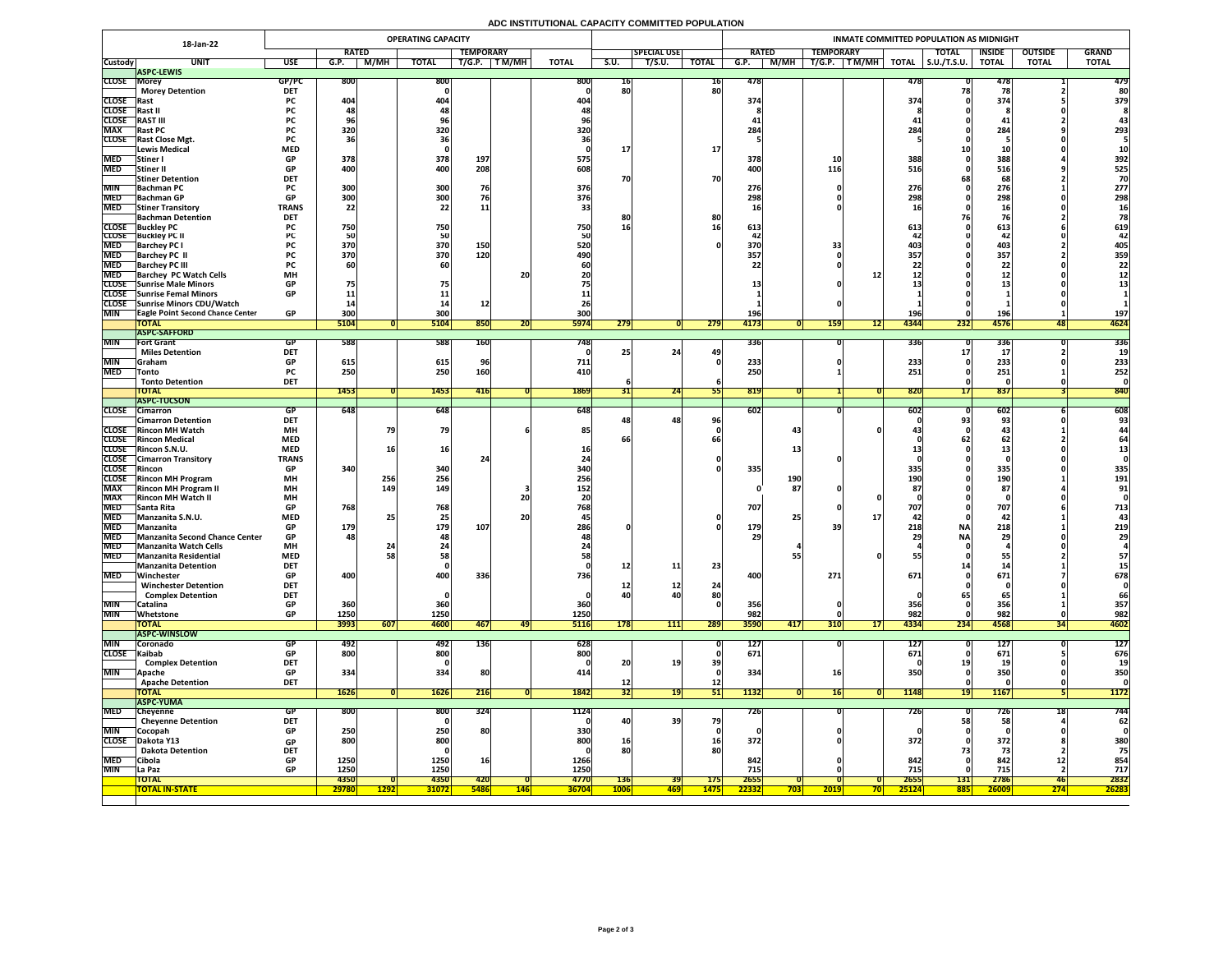# ADC INSTITUTIONAL CAPACITY COMMITTED POPULATION

| 18-Jan-22 | | | OPERATING CAPACITY | | | | | | | | | | INMATE COMMITTED POPULATION AS MIDNIGHT | | | | | | | | | |
|---|---|---|---|---|---|---|---|---|---|---|---|---|---|---|---|---|---|---|---|---|---|---|
| | | | RATED | | | TEMPORARY | | | | SPECIAL USE | | | RATED | | TEMPORARY | | | TOTAL | INSIDE | OUTSIDE | GRAND |
| Custody | UNIT | USE | G.P. | M/MH | TOTAL | T/G.P. | T M/MH | TOTAL | S.U. | T/S.U. | TOTAL | G.P. | M/MH | T/G.P. | T M/MH | TOTAL | S.U./T.S.U. | TOTAL | TOTAL | TOTAL |
| | **ASPC-LEWIS** | | | | | | | | | | | | | | | | | | | |
| CLOSE | Morey | GP/PC | 800 | | 800 | | | 800 | 16 | | 16 | 478 | | | | 478 | 0 | 478 | 1 | 479 |
| | Morey Detention | DET | | | 0 | | | 0 | 80 | | 80 | | | | | | 78 | 78 | 2 | 80 |
| CLOSE | Rast | PC | 404 | | 404 | | | 404 | | | | 374 | | | | 374 | 0 | 374 | 5 | 379 |
| CLOSE | Rast II | PC | 48 | | 48 | | | 48 | | | | 8 | | | | 8 | 0 | 8 | 0 | 8 |
| CLOSE | RAST III | PC | 96 | | 96 | | | 96 | | | | 41 | | | | 41 | 0 | 41 | 2 | 43 |
| MAX | Rast PC | PC | 320 | | 320 | | | 320 | | | | 284 | | | | 284 | 0 | 284 | 9 | 293 |
| CLOSE | Rast Close Mgt. | PC | 36 | | 36 | | | 36 | | | | 5 | | | | 5 | 0 | 5 | 0 | 5 |
| | Lewis Medical | MED | | | 0 | | | 0 | 17 | | 17 | | | | | | 10 | 10 | 0 | 10 |
| MED | Stiner I | GP | 378 | | 378 | 197 | | 575 | | | | 378 | | 10 | | 388 | 0 | 388 | 4 | 392 |
| MED | Stiner II | GP | 400 | | 400 | 208 | | 608 | | | | 400 | | 116 | | 516 | 0 | 516 | 9 | 525 |
| | Stiner Detention | DET | | | | | | | 70 | | 70 | | | | | | 68 | 68 | 2 | 70 |
| MIN | Bachman PC | PC | 300 | | 300 | 76 | | 376 | | | | 276 | | 0 | | 276 | 0 | 276 | 1 | 277 |
| MED | Bachman GP | GP | 300 | | 300 | 76 | | 376 | | | | 298 | | 0 | | 298 | 0 | 298 | 0 | 298 |
| MED | Stiner Transitory | TRANS | 22 | | 22 | 11 | | 33 | | | | 16 | | 0 | | 16 | 0 | 16 | 0 | 16 |
| | Bachman Detention | DET | | | | | | | 80 | | 80 | | | | | | 76 | 76 | 2 | 78 |
| CLOSE | Buckley PC | PC | 750 | | 750 | | | 750 | 16 | | 16 | 613 | | | | 613 | 0 | 613 | 6 | 619 |
| CLOSE | Buckley PC II | PC | 50 | | 50 | | | 50 | | | | 42 | | | | 42 | 0 | 42 | 0 | 42 |
| MED | Barchey PC I | PC | 370 | | 370 | 150 | | 520 | | | 0 | 370 | | 33 | | 403 | 0 | 403 | 2 | 405 |
| MED | Barchey PC II | PC | 370 | | 370 | 120 | | 490 | | | | 357 | | 0 | | 357 | 0 | 357 | 2 | 359 |
| MED | Barchey PC III | PC | 60 | | 60 | | | 60 | | | | 22 | | 0 | | 22 | 0 | 22 | 0 | 22 |
| MED | Barchey PC Watch Cells | MH | | | | | 20 | 20 | | | | | | | 12 | 12 | 0 | 12 | 0 | 12 |
| CLOSE | Sunrise Male Minors | GP | 75 | | 75 | | | 75 | | | | 13 | | 0 | | 13 | 0 | 13 | 0 | 13 |
| CLOSE | Sunrise Femal Minors | GP | 11 | | 11 | | | 11 | | | | 1 | | | | 1 | 0 | 1 | 0 | 1 |
| CLOSE | Sunrise Minors CDU/Watch | | 14 | | 14 | 12 | | 26 | | | | 1 | | 0 | | 1 | 0 | 1 | 0 | 1 |
| MIN | Eagle Point Second Chance Center | GP | 300 | | 300 | | | 300 | | | | 196 | | | | 196 | 0 | 196 | 1 | 197 |
| | **TOTAL** | | **5104** | **0** | **5104** | **850** | **20** | **5974** | **279** | **0** | **279** | **4173** | **0** | **159** | **12** | **4344** | **232** | **4576** | **48** | **4624** |
| | **ASPC-SAFFORD** | | | | | | | | | | | | | | | | | | | |
| MIN | Fort Grant | GP | 588 | | 588 | 160 | | 748 | | | | 336 | | 0 | | 336 | 0 | 336 | 0 | 336 |
| | Miles Detention | DET | | | | | | 0 | 25 | 24 | 49 | | | | | | 17 | 17 | 2 | 19 |
| MIN | Graham | GP | 615 | | 615 | 96 | | 711 | | | 0 | 233 | | 0 | | 233 | 0 | 233 | 0 | 233 |
| MED | Tonto | PC | 250 | | 250 | 160 | | 410 | | | | 250 | | 1 | | 251 | 0 | 251 | 1 | 252 |
| | Tonto Detention | DET | | | | | | | 6 | | 6 | | | | | | 0 | 0 | 0 | 0 |
| | **TOTAL** | | **1453** | **0** | **1453** | **416** | **0** | **1869** | **31** | **24** | **55** | **819** | **0** | **1** | **0** | **820** | **17** | **837** | **3** | **840** |
| | **ASPC-TUCSON** | | | | | | | | | | | | | | | | | | | |
| CLOSE | Cimarron | GP | 648 | | 648 | | | 648 | | | | 602 | | 0 | | 602 | 0 | 602 | 6 | 608 |
| | Cimarron Detention | DET | | | | | | | 48 | 48 | 96 | | | | | 0 | 93 | 93 | 0 | 93 |
| CLOSE | Rincon MH Watch | MH | | 79 | 79 | | 6 | 85 | | | 0 | | 43 | | 0 | 43 | 0 | 43 | 1 | 44 |
| CLOSE | Rincon Medical | MED | | | | | | | 66 | | 66 | | | | | 0 | 62 | 62 | 2 | 64 |
| CLOSE | Rincon S.N.U. | MED | | 16 | 16 | | | 16 | | | | | 13 | | | 13 | 0 | 13 | 0 | 13 |
| CLOSE | Cimarron Transitory | TRANS | | | | 24 | | 24 | | | 0 | | | 0 | | 0 | 0 | 0 | 0 | 0 |
| CLOSE | Rincon | GP | 340 | | 340 | | | 340 | | | 0 | 335 | | | | 335 | 0 | 335 | 0 | 335 |
| CLOSE | Rincon MH Program | MH | | 256 | 256 | | | 256 | | | | | 190 | | | 190 | 0 | 190 | 1 | 191 |
| MAX | Rincon MH Program II | MH | | 149 | 149 | | 3 | 152 | | | | 0 | 87 | 0 | | 87 | 0 | 87 | 4 | 91 |
| MAX | Rincon MH Watch II | MH | | | | | 20 | 20 | | | | | | | 0 | 0 | 0 | 0 | 0 | 0 |
| MED | Santa Rita | GP | 768 | | 768 | | | 768 | | | | 707 | | 0 | | 707 | 0 | 707 | 6 | 713 |
| MED | Manzanita S.N.U. | MED | | 25 | 25 | | 20 | 45 | | | 0 | | 25 | | 17 | 42 | 0 | 42 | 1 | 43 |
| MED | Manzanita | GP | 179 | | 179 | 107 | | 286 | 0 | | 0 | 179 | | 39 | | 218 | NA | 218 | 1 | 219 |
| MED | Manzanita Second Chance Center | GP | 48 | | 48 | | | 48 | | | | 29 | | | | 29 | NA | 29 | 0 | 29 |
| MED | Manzanita Watch Cells | MH | | 24 | 24 | | | 24 | | | | | 4 | | | 4 | 0 | 4 | 0 | 4 |
| MED | Manzanita Residential | MED | | 58 | 58 | | | 58 | | | | | 55 | | 0 | 55 | 0 | 55 | 2 | 57 |
| | Manzanita Detention | DET | | | 0 | | | 0 | 12 | 11 | 23 | | | | | | 14 | 14 | 1 | 15 |
| MED | Winchester | GP | 400 | | 400 | 336 | | 736 | | | | 400 | | 271 | | 671 | 0 | 671 | 7 | 678 |
| | Winchester Detention | DET | | | | | | | 12 | 12 | 24 | | | | | | 0 | 0 | 0 | 0 |
| | Complex Detention | DET | | | 0 | | | 0 | 40 | 40 | 80 | | | | | 0 | 65 | 65 | 1 | 66 |
| MIN | Catalina | GP | 360 | | 360 | | | 360 | | | 0 | 356 | | 0 | | 356 | 0 | 356 | 1 | 357 |
| MIN | Whetstone | GP | 1250 | | 1250 | | | 1250 | | | | 982 | | 0 | | 982 | 0 | 982 | 0 | 982 |
| | **TOTAL** | | **3993** | **607** | **4600** | **467** | **49** | **5116** | **178** | **111** | **289** | **3590** | **417** | **310** | **17** | **4334** | **234** | **4568** | **34** | **4602** |
| | **ASPC-WINSLOW** | | | | | | | | | | | | | | | | | | | |
| MIN | Coronado | GP | 492 | | 492 | 136 | | 628 | | | 0 | 127 | | 0 | | 127 | 0 | 127 | 0 | 127 |
| CLOSE | Kaibab | GP | 800 | | 800 | | | 800 | | | 0 | 671 | | | | 671 | 0 | 671 | 5 | 676 |
| | Complex Detention | DET | | | 0 | | | 0 | 20 | 19 | 39 | | | | | 0 | 19 | 19 | 0 | 19 |
| MIN | Apache | GP | 334 | | 334 | 80 | | 414 | | | 0 | 334 | | 16 | | 350 | 0 | 350 | 0 | 350 |
| | Apache Detention | DET | | | | | | | 12 | | 12 | | | | | | 0 | 0 | 0 | 0 |
| | **TOTAL** | | **1626** | **0** | **1626** | **216** | **0** | **1842** | **32** | **19** | **51** | **1132** | **0** | **16** | **0** | **1148** | **19** | **1167** | **5** | **1172** |
| | **ASPC-YUMA** | | | | | | | | | | | | | | | | | | | |
| MED | Cheyenne | GP | 800 | | 800 | 324 | | 1124 | | | | 726 | | 0 | | 726 | 0 | 726 | 18 | 744 |
| | Cheyenne Detention | DET | | | 0 | | | 0 | 40 | 39 | 79 | | | | | | 58 | 58 | 4 | 62 |
| MIN | Cocopah | GP | 250 | | 250 | 80 | | 330 | | | 0 | 0 | | 0 | | 0 | 0 | 0 | 0 | 0 |
| CLOSE | Dakota Y13 | GP | 800 | | 800 | | | 800 | 16 | | 16 | 372 | | 0 | | 372 | 0 | 372 | 8 | 380 |
| | Dakota Detention | DET | | | 0 | | | 0 | 80 | | 80 | | | | | | 73 | 73 | 2 | 75 |
| MED | Cibola | GP | 1250 | | 1250 | 16 | | 1266 | | | | 842 | | 0 | | 842 | 0 | 842 | 12 | 854 |
| MIN | La Paz | GP | 1250 | | 1250 | | | 1250 | | | | 715 | | 0 | | 715 | 0 | 715 | 2 | 717 |
| | **TOTAL** | | **4350** | **0** | **4350** | **420** | **0** | **4770** | **136** | **39** | **175** | **2655** | **0** | **0** | **0** | **2655** | **131** | **2786** | **46** | **2832** |
| | **TOTAL IN-STATE** | | **29780** | **1292** | **31072** | **5486** | **146** | **36704** | **1006** | **469** | **1475** | **22332** | **703** | **2019** | **70** | **25124** | **885** | **26009** | **274** | **26283** |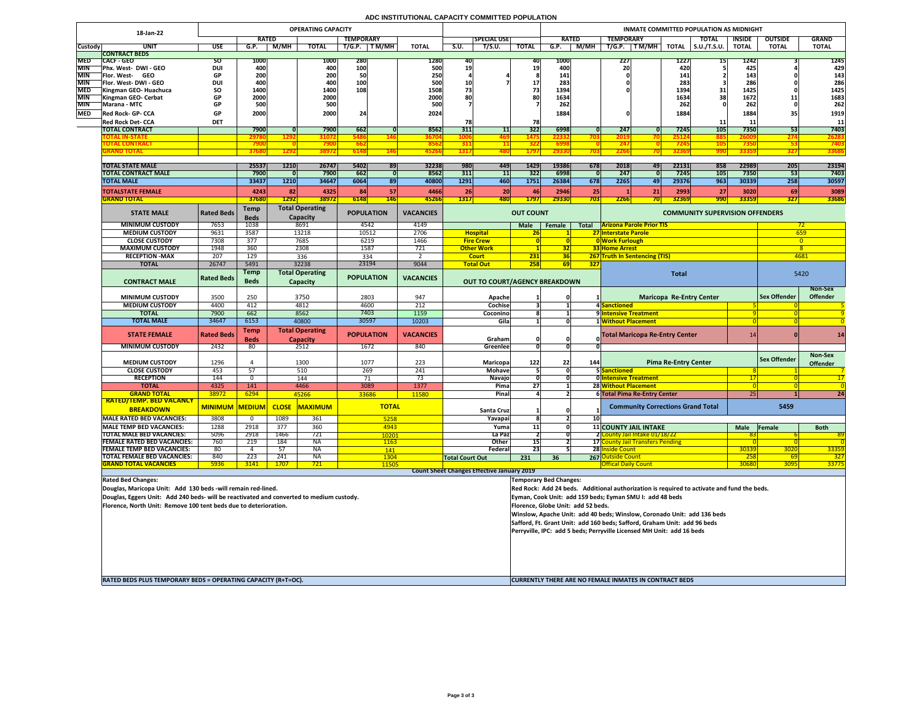# ADC INSTITUTIONAL CAPACITY COMMITTED POPULATION

| 18-Jan-22 | | OPERATING CAPACITY | | | | | | | | | | INMATE COMMITTED POPULATION AS MIDNIGHT | | | | | | | | |
|---|---|---|---|---|---|---|---|---|---|---|---|---|---|---|---|---|---|---|---|---|
| | | RATED | | | TEMPORARY | | | SPECIAL USE | | | RATED | | TEMPORARY | | | TOTAL | INSIDE | OUTSIDE | GRAND |
| Custody | UNIT | USE | G.P. | M/MH | TOTAL | T/G.P. | T M/MH | TOTAL | S.U. | T/S.U. | TOTAL | G.P. | M/MH | T/G.P. | T M/MH | TOTAL | S.U./T.S.U. | TOTAL | TOTAL | TOTAL |
| | **CONTRACT BEDS** | | | | | | | | | | | | | | | | | | | |
| MED | CACF - GEO | SO | 1000 | | 1000 | 280 | | 1280 | 40 | | 40 | 1000 | | 227 | | 1227 | 15 | 1242 | 3 | 1245 |
| MIN | Phx. West- DWI - GEO | DUI | 400 | | 400 | 100 | | 500 | 19 | | 19 | 400 | | 20 | | 420 | 5 | 425 | 4 | 429 |
| MIN | Flor. West- GEO | GP | 200 | | 200 | 50 | | 250 | 4 | 4 | 8 | 141 | | 0 | | 141 | 2 | 143 | 0 | 143 |
| MIN | Flor. West- DWI - GEO | DUI | 400 | | 400 | 100 | | 500 | 10 | 7 | 17 | 283 | | 0 | | 283 | 3 | 286 | 0 | 286 |
| MED | Kingman GEO- Huachuca | SO | 1400 | | 1400 | 108 | | 1508 | 73 | | 73 | 1394 | | 0 | | 1394 | 31 | 1425 | 0 | 1425 |
| MIN | Kingman GEO- Cerbat | GP | 2000 | | 2000 | | | 2000 | 80 | | 80 | 1634 | | | | 1634 | 38 | 1672 | 11 | 1683 |
| MIN | Marana - MTC | GP | 500 | | 500 | | | 500 | 7 | | 7 | 262 | | | | 262 | 0 | 262 | 0 | 262 |
| MED | Red Rock- GP- CCA | GP | 2000 | | 2000 | 24 | | 2024 | | | | 1884 | | 0 | | 1884 | | 1884 | 35 | 1919 |
| | Red Rock Det- CCA | DET | | | | | | | 78 | | 78 | | | | | | 11 | 11 | | 11 |
| | **TOTAL CONTRACT** | | 7900 | 0 | 7900 | 662 | 0 | 8562 | 311 | 11 | 322 | 6998 | 0 | 247 | 0 | 7245 | 105 | 7350 | 53 | 7403 |
| | **TOTAL IN-STATE** | | 29780 | 1292 | 31072 | 5486 | 146 | 36704 | 1006 | 469 | 1475 | 22332 | 703 | 2019 | 70 | 25124 | 885 | 26009 | 274 | 26283 |
| | **TOTAL CONTRACT** | | 7900 | 0 | 7900 | 662 | | 8562 | 311 | 11 | 322 | 6998 | 0 | 247 | 0 | 7245 | 105 | 7350 | 53 | 7403 |
| | **GRAND TOTAL** | | 37680 | 1292 | 38972 | 6148 | 146 | 45266 | 1317 | 480 | 1797 | 29330 | 703 | 2266 | 70 | 32369 | 990 | 33359 | 327 | 33686 |
| | **TOTAL STATE MALE** | | 25537 | 1210 | 26747 | 5402 | 89 | 32238 | 980 | 449 | 1429 | 19386 | 678 | 2018 | 49 | 22131 | 858 | 22989 | 205 | 23194 |
| | **TOTAL CONTRACT MALE** | | 7900 | 0 | 7900 | 662 | 0 | 8562 | 311 | 11 | 322 | 6998 | 0 | 247 | 0 | 7245 | 105 | 7350 | 53 | 7403 |
| | **TOTAL MALE** | | 33437 | 1210 | 34647 | 6064 | 89 | 40800 | 1291 | 460 | 1751 | 26384 | 678 | 2265 | 49 | 29376 | 963 | 30339 | 258 | 30597 |
| | **TOTALSTATE FEMALE** | | 4243 | 82 | 4325 | 84 | 57 | 4466 | 26 | 20 | 46 | 2946 | 25 | 1 | 21 | 2993 | 27 | 3020 | 69 | 3089 |
| | **GRAND TOTAL** | | 37680 | 1292 | 38972 | 6148 | 146 | 45266 | 1317 | 480 | 1797 | 29330 | 703 | 2266 | 70 | 32369 | 990 | 33359 | 327 | 33686 |

| STATE MALE | Rated Beds | Temp Beds | Total Operating Capacity | POPULATION | VACANCIES |
|---|---|---|---|---|---|
| MINIMUM CUSTODY | 7653 | 1038 | 8691 | 4542 | 4149 |
| MEDIUM CUSTODY | 9631 | 3587 | 13218 | 10512 | 2706 |
| CLOSE CUSTODY | 7308 | 377 | 7685 | 6219 | 1466 |
| MAXIMUM CUSTODY | 1948 | 360 | 2308 | 1587 | 721 |
| RECEPTION -MAX | 207 | 129 | 336 | 334 | 2 |
| TOTAL | 26747 | 5491 | 32238 | 23194 | 9044 |
| **CONTRACT MALE** | **Rated Beds** | **Temp Beds** | **Total Operating Capacity** | **POPULATION** | **VACANCIES** |
| MINIMUM CUSTODY | 3500 | 250 | 3750 | 2803 | 947 |
| MEDIUM CUSTODY | 4400 | 412 | 4812 | 4600 | 212 |
| TOTAL | 7900 | 662 | 8562 | 7403 | 1159 |
| TOTAL MALE | 34647 | 6153 | 40800 | 30597 | 10203 |
| **STATE FEMALE** | **Rated Beds** | **Temp Beds** | **Total Operating Capacity** | **POPULATION** | **VACANCIES** |
| MINIMUM CUSTODY | 2432 | 80 | 2512 | 1672 | 840 |
| MEDIUM CUSTODY | 1296 | 4 | 1300 | 1077 | 223 |
| CLOSE CUSTODY | 453 | 57 | 510 | 269 | 241 |
| RECEPTION | 144 | 0 | 144 | 71 | 73 |
| TOTAL | 4325 | 141 | 4466 | 3089 | 1377 |
| GRAND TOTAL | 38972 | 6294 | 45266 | 33686 | 11580 |

| RATED/TEMP. BED VACANCY BREAKDOWN | MINIMUM | MEDIUM | CLOSE | MAXIMUM | TOTAL |
|---|---|---|---|---|---|
| MALE RATED BED VACANCIES: | 3808 | 0 | 1089 | 361 | 5258 |
| MALE TEMP BED VACANCIES: | 1288 | 2918 | 377 | 360 | 4943 |
| TOTAL MALE BED VACANCIES: | 5096 | 2918 | 1466 | 721 | 10201 |
| FEMALE RATED BED VACANCIES: | 760 | 219 | 184 | NA | 1163 |
| FEMALE TEMP BED VACANCIES: | 80 | 4 | 57 | NA | 141 |
| TOTAL FEMALE BED VACANCIES: | 840 | 223 | 241 | NA | 1304 |
| GRAND TOTAL VACANCIES | 5936 | 3141 | 1707 | 721 | 11505 |

| OUT COUNT | Male | Female | Total |
|---|---|---|---|
| Hospital | 26 | 1 | 27 |
| Fire Crew | 0 | 0 | 0 |
| Other Work | 1 | 32 | 33 |
| Court | 231 | 36 | 267 |
| Total Out | 258 | 69 | 327 |

| OUT TO COURT/AGENCY BREAKDOWN | Male | Female | Total |
|---|---|---|---|
| Apache | 1 | 0 | 1 |
| Cochise | 3 | 1 | 4 |
| Coconino | 8 | 1 | 9 |
| Gila | 1 | 0 | 1 |
| Graham | 0 | 0 | 0 |
| Greenlee | 0 | 0 | 0 |
| Maricopa | 122 | 22 | 144 |
| Mohave | 5 | 0 | 5 |
| Navajo | 0 | 0 | 0 |
| Pima | 27 | 1 | 28 |
| Pinal | 4 | 2 | 6 |
| Santa Cruz | 1 | 0 | 1 |
| Yavapai | 8 | 2 | 10 |
| Yuma | 11 | 0 | 11 |
| La Paz | 2 | 0 | 2 |
| Other | 15 | 2 | 17 |
| Federal | 23 | 5 | 28 |
| Total Court Out | 231 | 36 | 267 |

Count Sheet Changes Effective January 2019

| COMMUNITY SUPERVISION OFFENDERS | |
|---|---|
| Arizona Parole Prior TIS | 72 |
| Interstate Parole | 659 |
| Work Furlough | 0 |
| Home Arrest | 8 |
| Truth In Sentencing (TIS) | 4681 |
| Total | 5420 |

| Maricopa Re-Entry Center | | Sex Offender | Non-Sex Offender |
|---|---|---|---|
| Sanctioned | 5 | 0 | 5 |
| Intensive Treatment | 9 | 0 | 9 |
| Without Placement | 0 | 0 | 0 |
| Total Maricopa Re-Entry Center | 14 | 0 | 14 |

| Pima Re-Entry Center | | Sex Offender | Non-Sex Offender |
|---|---|---|---|
| Sanctioned | 8 | 1 | 7 |
| Intensive Treatment | 17 | 0 | 17 |
| Without Placement | 0 | 0 | 0 |
| Total Pima Re-Entry Center | 25 | 1 | 24 |

| Community Corrections Grand Total | 5459 |
|---|---|

| COUNTY JAIL INTAKE | Male | Female | Both |
|---|---|---|---|
| County Jail Intake 01/18/22 | 83 | 6 | 89 |
| County Jail Transfers Pending | 0 | 0 | 0 |
| Inside Count | 30339 | 3020 | 33359 |
| Outside Count | 258 | 69 | 327 |
| Offical Daily Count | 30680 | 3095 | 33775 |

**Rated Bed Changes:**

Douglas, Maricopa Unit: Add 130 beds -will remain red-lined.

Douglas, Eggers Unit: Add 240 beds- will be reactivated and converted to medium custody.

Florence, North Unit: Remove 100 tent beds due to deterioration.

**Temporary Bed Changes:**

Red Rock: Add 24 beds. Additional authorization is required to activate and fund the beds.

Eyman, Cook Unit: add 159 beds; Eyman SMU I: add 48 beds

Florence, Globe Unit: add 52 beds.

Winslow, Apache Unit: add 40 beds; Winslow, Coronado Unit: add 136 beds

Safford, Ft. Grant Unit: add 160 beds; Safford, Graham Unit: add 96 beds

Perryville, IPC: add 5 beds; Perryville Licensed MH Unit: add 16 beds

**RATED BEDS PLUS TEMPORARY BEDS = OPERATING CAPACITY (R+T=OC).**

**CURRENTLY THERE ARE NO FEMALE INMATES IN CONTRACT BEDS**